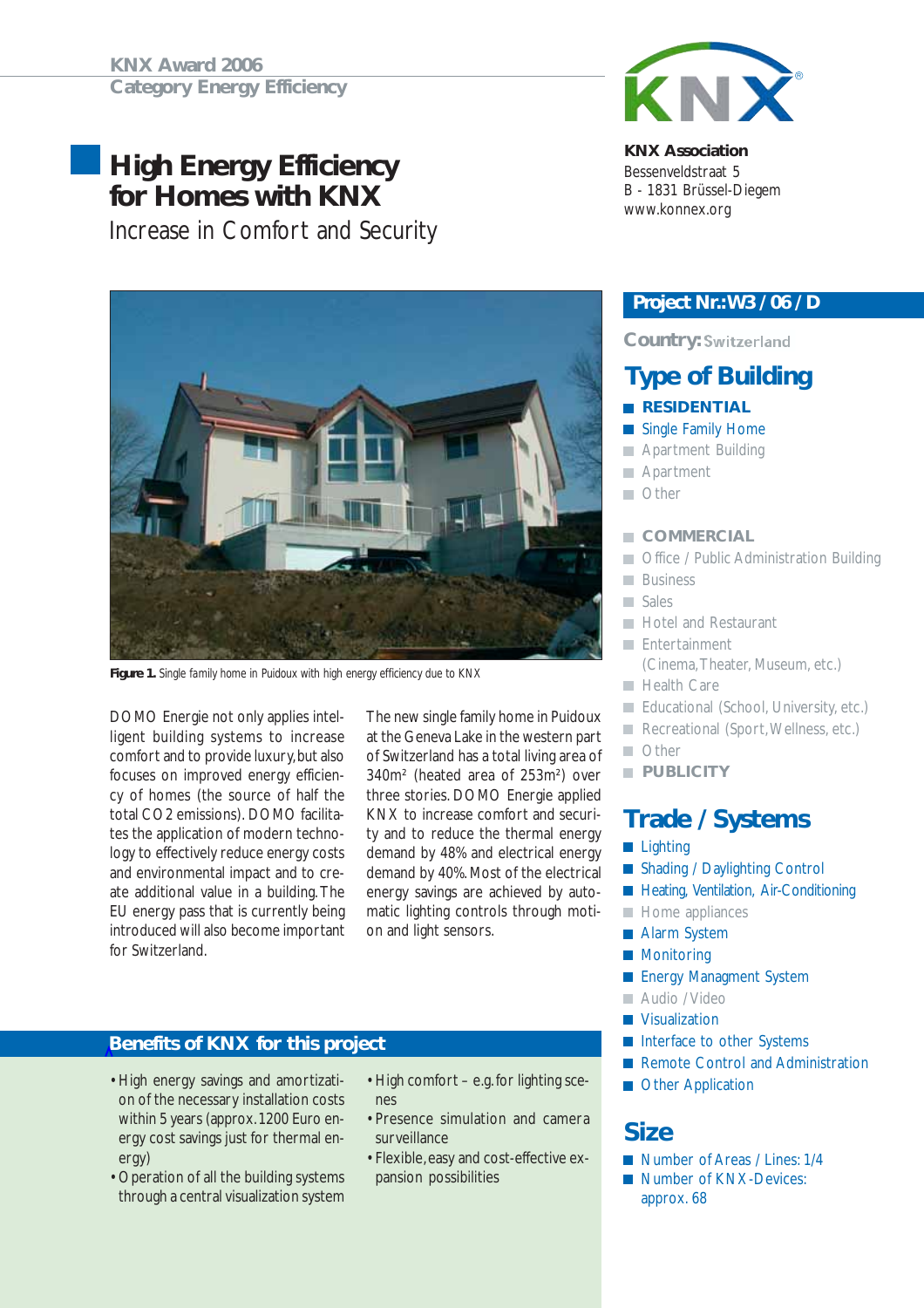KNX Award 2006
Category Energy Efficiency

# High Energy Efficiency for Homes with KNX

## Increase in Comfort and Security

**KNX Association**
Bessenveldstraat 5
B - 1831 Brüssel-Diegem
www.konnex.org

**Figure 1.** Single family home in Puidoux with high energy efficiency due to KNX

DOMO Energie not only applies intelligent building systems to increase comfort and to provide luxury, but also focuses on improved energy efficiency of homes (the source of half the total $CO_2$ emissions). DOMO facilitates the application of modern technology to effectively reduce energy costs and environmental impact and to create additional value in a building. The EU energy pass that is currently being introduced will also become important for Switzerland.

The new single family home in Puidoux at the Geneva Lake in the western part of Switzerland has a total living area of 340m² (heated area of 253m²) over three stories. DOMO Energie applied KNX to increase comfort and security and to reduce the thermal energy demand by 48% and electrical energy demand by 40%. Most of the electrical energy savings are achieved by automatic lighting controls through motion and light sensors.

### Benefits of KNX for this project

- High energy savings and amortization of the necessary installation costs within 5 years (approx. 1200 Euro energy cost savings just for thermal energy)
- Operation of all the building systems through a central visualization system
- High comfort – e.g. for lighting scenes
- Presence simulation and camera surveillance
- Flexible, easy and cost-effective expansion possibilities

### Project Nr.: W3 / 06 / D

**Country:** Switzerland

## Type of Building

- **RESIDENTIAL** ■
- Single Family Home ■
- Apartment Building
- Apartment
- Other

- **COMMERCIAL**
- Office / Public Administration Building
- Business
- Sales
- Hotel and Restaurant
- Entertainment (Cinema, Theater, Museum, etc.)
- Health Care
- Educational (School, University, etc.)
- Recreational (Sport, Wellness, etc.)
- Other
- **PUBLICITY**

## Trade / Systems

- Lighting ■
- Shading / Daylighting Control ■
- Heating, Ventilation, Air-Conditioning ■
- Home appliances
- Alarm System ■
- Monitoring ■
- Energy Managment System ■
- Audio / Video
- Visualization ■
- Interface to other Systems ■
- Remote Control and Administration ■
- Other Application ■

## Size

- Number of Areas / Lines: 1/4
- Number of KNX-Devices: approx. 68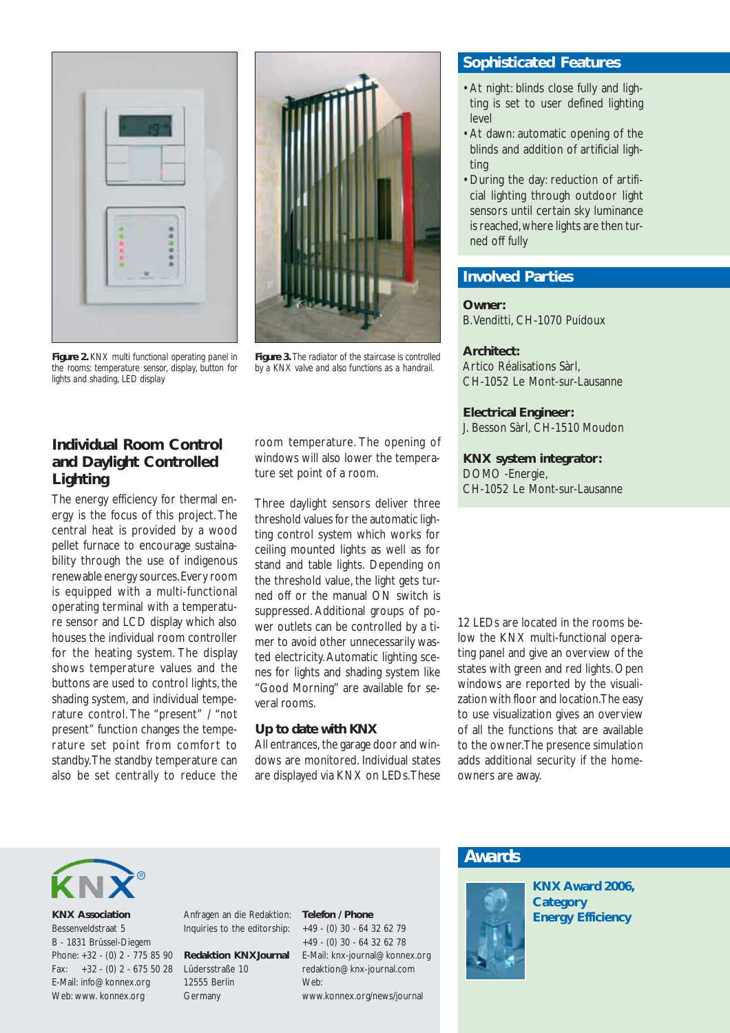**Figure 2.** KNX multi functional operating panel in the rooms: temperature sensor, display, button for lights and shading, LED display

**Figure 3.** The radiator of the staircase is controlled by a KNX valve and also functions as a handrail.

## Sophisticated Features

- At night: blinds close fully and lighting is set to user defined lighting level
- At dawn: automatic opening of the blinds and addition of artificial lighting
- During the day: reduction of artificial lighting through outdoor light sensors until certain sky luminance is reached, where lights are then turned off fully

## Involved Parties

**Owner:**
B.Venditti, CH-1070 Puidoux

**Architect:**
Artico Réalisations Sàrl,
CH-1052 Le Mont-sur-Lausanne

**Electrical Engineer:**
J. Besson Sàrl, CH-1510 Moudon

**KNX system integrator:**
DOMO -Energie,
CH-1052 Le Mont-sur-Lausanne

## Individual Room Control and Daylight Controlled Lighting

The energy efficiency for thermal energy is the focus of this project. The central heat is provided by a wood pellet furnace to encourage sustainability through the use of indigenous renewable energy sources. Every room is equipped with a multi-functional operating terminal with a temperature sensor and LCD display which also houses the individual room controller for the heating system. The display shows temperature values and the buttons are used to control lights, the shading system, and individual temperature control. The "present" / "not present" function changes the temperature set point from comfort to standby. The standby temperature can also be set centrally to reduce the room temperature. The opening of windows will also lower the temperature set point of a room.

Three daylight sensors deliver three threshold values for the automatic lighting control system which works for ceiling mounted lights as well as for stand and table lights. Depending on the threshold value, the light gets turned off or the manual ON switch is suppressed. Additional groups of power outlets can be controlled by a timer to avoid other unnecessarily wasted electricity. Automatic lighting scenes for lights and shading system like "Good Morning" are available for several rooms.

### Up to date with KNX

All entrances, the garage door and windows are monitored. Individual states are displayed via KNX on LEDs. These 12 LEDs are located in the rooms below the KNX multi-functional operating panel and give an overview of the states with green and red lights. Open windows are reported by the visualization with floor and location. The easy to use visualization gives an overview of all the functions that are available to the owner. The presence simulation adds additional security if the homeowners are away.

**KNX Association**
Bessenveldstraat 5
B - 1831 Brüssel-Diegem
Phone: +32 - (0) 2 - 775 85 90
Fax: +32 - (0) 2 - 675 50 28
E-Mail: info@konnex.org
Web: www.konnex.org

Anfragen an die Redaktion:
Inquiries to the editorship:

**Redaktion KNXJournal**
Lüdersstraße 10
12555 Berlin
Germany

**Telefon / Phone**
+49 - (0) 30 - 64 32 62 79
+49 - (0) 30 - 64 32 62 78
E-Mail: knx-journal@konnex.org
redaktion@knx-journal.com
Web:
www.konnex.org/news/journal

## Awards

**KNX Award 2006, Category Energy Efficiency**